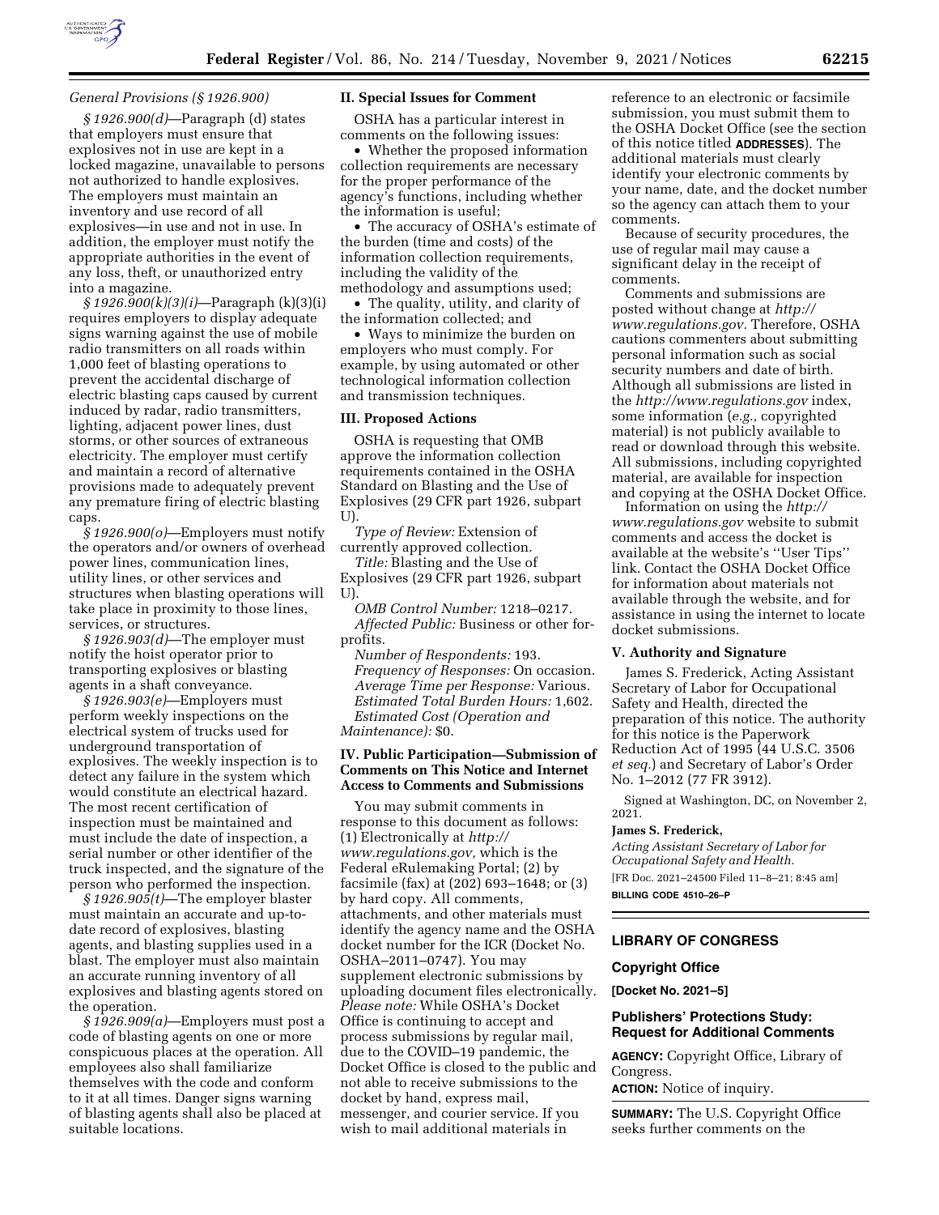*General Provisions (§ 1926.900)*

*§ 1926.900(d)*—Paragraph (d) states that employers must ensure that explosives not in use are kept in a locked magazine, unavailable to persons not authorized to handle explosives. The employers must maintain an inventory and use record of all explosives—in use and not in use. In addition, the employer must notify the appropriate authorities in the event of any loss, theft, or unauthorized entry into a magazine.

*§ 1926.900(k)(3)(i)*—Paragraph (k)(3)(i) requires employers to display adequate signs warning against the use of mobile radio transmitters on all roads within 1,000 feet of blasting operations to prevent the accidental discharge of electric blasting caps caused by current induced by radar, radio transmitters, lighting, adjacent power lines, dust storms, or other sources of extraneous electricity. The employer must certify and maintain a record of alternative provisions made to adequately prevent any premature firing of electric blasting caps.

*§ 1926.900(o)*—Employers must notify the operators and/or owners of overhead power lines, communication lines, utility lines, or other services and structures when blasting operations will take place in proximity to those lines, services, or structures.

*§ 1926.903(d)*—The employer must notify the hoist operator prior to transporting explosives or blasting agents in a shaft conveyance.

*§ 1926.903(e)*—Employers must perform weekly inspections on the electrical system of trucks used for underground transportation of explosives. The weekly inspection is to detect any failure in the system which would constitute an electrical hazard. The most recent certification of inspection must be maintained and must include the date of inspection, a serial number or other identifier of the truck inspected, and the signature of the person who performed the inspection.

*§ 1926.905(t)*—The employer blaster must maintain an accurate and up-to-date record of explosives, blasting agents, and blasting supplies used in a blast. The employer must also maintain an accurate running inventory of all explosives and blasting agents stored on the operation.

*§ 1926.909(a)*—Employers must post a code of blasting agents on one or more conspicuous places at the operation. All employees also shall familiarize themselves with the code and conform to it at all times. Danger signs warning of blasting agents shall also be placed at suitable locations.

## II. Special Issues for Comment

OSHA has a particular interest in comments on the following issues:

- Whether the proposed information collection requirements are necessary for the proper performance of the agency's functions, including whether the information is useful;
- The accuracy of OSHA's estimate of the burden (time and costs) of the information collection requirements, including the validity of the methodology and assumptions used;
- The quality, utility, and clarity of the information collected; and
- Ways to minimize the burden on employers who must comply. For example, by using automated or other technological information collection and transmission techniques.

## III. Proposed Actions

OSHA is requesting that OMB approve the information collection requirements contained in the OSHA Standard on Blasting and the Use of Explosives (29 CFR part 1926, subpart U).

*Type of Review:* Extension of currently approved collection.

*Title:* Blasting and the Use of Explosives (29 CFR part 1926, subpart U).

*OMB Control Number:* 1218–0217.

*Affected Public:* Business or other for-profits.

*Number of Respondents:* 193.

*Frequency of Responses:* On occasion.

*Average Time per Response:* Various.

*Estimated Total Burden Hours:* 1,602.

*Estimated Cost (Operation and Maintenance):* $0.

## IV. Public Participation—Submission of Comments on This Notice and Internet Access to Comments and Submissions

You may submit comments in response to this document as follows: (1) Electronically at *http://www.regulations.gov,* which is the Federal eRulemaking Portal; (2) by facsimile (fax) at (202) 693–1648; or (3) by hard copy. All comments, attachments, and other materials must identify the agency name and the OSHA docket number for the ICR (Docket No. OSHA–2011–0747). You may supplement electronic submissions by uploading document files electronically. *Please note:* While OSHA's Docket Office is continuing to accept and process submissions by regular mail, due to the COVID–19 pandemic, the Docket Office is closed to the public and not able to receive submissions to the docket by hand, express mail, messenger, and courier service. If you wish to mail additional materials in reference to an electronic or facsimile submission, you must submit them to the OSHA Docket Office (see the section of this notice titled **ADDRESSES**). The additional materials must clearly identify your electronic comments by your name, date, and the docket number so the agency can attach them to your comments.

Because of security procedures, the use of regular mail may cause a significant delay in the receipt of comments.

Comments and submissions are posted without change at *http://www.regulations.gov.* Therefore, OSHA cautions commenters about submitting personal information such as social security numbers and date of birth. Although all submissions are listed in the *http://www.regulations.gov* index, some information (*e.g.,* copyrighted material) is not publicly available to read or download through this website. All submissions, including copyrighted material, are available for inspection and copying at the OSHA Docket Office.

Information on using the *http://www.regulations.gov* website to submit comments and access the docket is available at the website's ''User Tips'' link. Contact the OSHA Docket Office for information about materials not available through the website, and for assistance in using the internet to locate docket submissions.

## V. Authority and Signature

James S. Frederick, Acting Assistant Secretary of Labor for Occupational Safety and Health, directed the preparation of this notice. The authority for this notice is the Paperwork Reduction Act of 1995 (44 U.S.C. 3506 *et seq.*) and Secretary of Labor's Order No. 1–2012 (77 FR 3912).

Signed at Washington, DC, on November 2, 2021.

**James S. Frederick,**

*Acting Assistant Secretary of Labor for Occupational Safety and Health.*

[FR Doc. 2021–24500 Filed 11–8–21; 8:45 am]

**BILLING CODE 4510–26–P**

---

# LIBRARY OF CONGRESS

## Copyright Office

**[Docket No. 2021–5]**

## Publishers' Protections Study: Request for Additional Comments

**AGENCY:** Copyright Office, Library of Congress.

**ACTION:** Notice of inquiry.

**SUMMARY:** The U.S. Copyright Office seeks further comments on the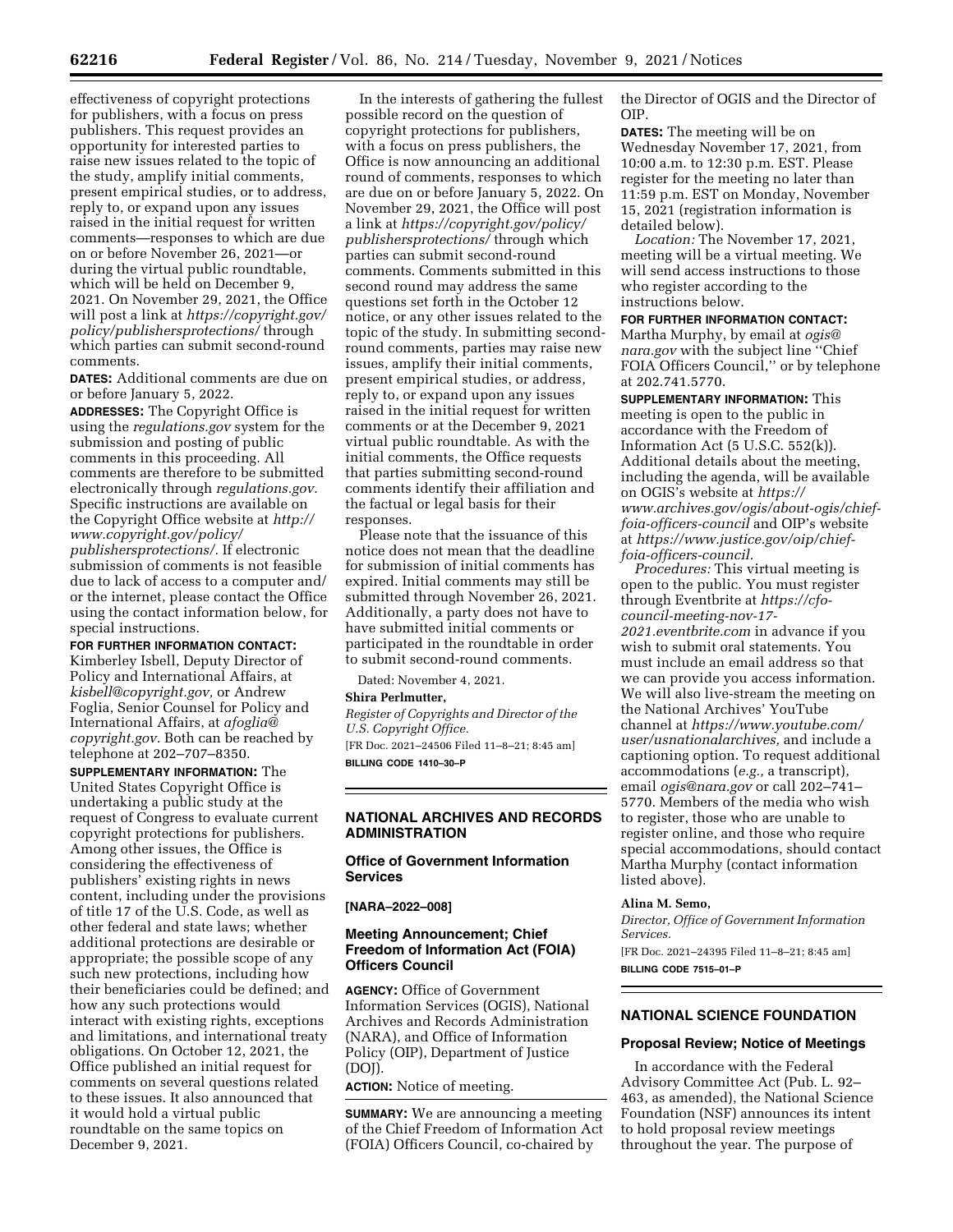effectiveness of copyright protections for publishers, with a focus on press publishers. This request provides an opportunity for interested parties to raise new issues related to the topic of the study, amplify initial comments, present empirical studies, or to address, reply to, or expand upon any issues raised in the initial request for written comments—responses to which are due on or before November 26, 2021—or during the virtual public roundtable, which will be held on December 9, 2021. On November 29, 2021, the Office will post a link at *https://copyright.gov/policy/publishersprotections/* through which parties can submit second-round comments.

**DATES:** Additional comments are due on or before January 5, 2022.

**ADDRESSES:** The Copyright Office is using the *regulations.gov* system for the submission and posting of public comments in this proceeding. All comments are therefore to be submitted electronically through *regulations.gov.* Specific instructions are available on the Copyright Office website at *http://www.copyright.gov/policy/publishersprotections/*. If electronic submission of comments is not feasible due to lack of access to a computer and/or the internet, please contact the Office using the contact information below, for special instructions.

**FOR FURTHER INFORMATION CONTACT:** Kimberley Isbell, Deputy Director of Policy and International Affairs, at *kisbell@copyright.gov,* or Andrew Foglia, Senior Counsel for Policy and International Affairs, at *afoglia@copyright.gov*. Both can be reached by telephone at 202–707–8350.

**SUPPLEMENTARY INFORMATION:** The United States Copyright Office is undertaking a public study at the request of Congress to evaluate current copyright protections for publishers. Among other issues, the Office is considering the effectiveness of publishers' existing rights in news content, including under the provisions of title 17 of the U.S. Code, as well as other federal and state laws; whether additional protections are desirable or appropriate; the possible scope of any such new protections, including how their beneficiaries could be defined; and how any such protections would interact with existing rights, exceptions and limitations, and international treaty obligations. On October 12, 2021, the Office published an initial request for comments on several questions related to these issues. It also announced that it would hold a virtual public roundtable on the same topics on December 9, 2021.

In the interests of gathering the fullest possible record on the question of copyright protections for publishers, with a focus on press publishers, the Office is now announcing an additional round of comments, responses to which are due on or before January 5, 2022. On November 29, 2021, the Office will post a link at *https://copyright.gov/policy/publishersprotections/* through which parties can submit second-round comments. Comments submitted in this second round may address the same questions set forth in the October 12 notice, or any other issues related to the topic of the study. In submitting second-round comments, parties may raise new issues, amplify their initial comments, present empirical studies, or address, reply to, or expand upon any issues raised in the initial request for written comments or at the December 9, 2021 virtual public roundtable. As with the initial comments, the Office requests that parties submitting second-round comments identify their affiliation and the factual or legal basis for their responses.

Please note that the issuance of this notice does not mean that the deadline for submission of initial comments has expired. Initial comments may still be submitted through November 26, 2021. Additionally, a party does not have to have submitted initial comments or participated in the roundtable in order to submit second-round comments.

Dated: November 4, 2021.

**Shira Perlmutter,**

*Register of Copyrights and Director of the U.S. Copyright Office.*

[FR Doc. 2021–24506 Filed 11–8–21; 8:45 am]

**BILLING CODE 1410–30–P**

## NATIONAL ARCHIVES AND RECORDS ADMINISTRATION

### Office of Government Information Services

**[NARA–2022–008]**

### Meeting Announcement; Chief Freedom of Information Act (FOIA) Officers Council

**AGENCY:** Office of Government Information Services (OGIS), National Archives and Records Administration (NARA), and Office of Information Policy (OIP), Department of Justice (DOJ).

**ACTION:** Notice of meeting.

**SUMMARY:** We are announcing a meeting of the Chief Freedom of Information Act (FOIA) Officers Council, co-chaired by the Director of OGIS and the Director of OIP.

**DATES:** The meeting will be on Wednesday November 17, 2021, from 10:00 a.m. to 12:30 p.m. EST. Please register for the meeting no later than 11:59 p.m. EST on Monday, November 15, 2021 (registration information is detailed below).

*Location:* The November 17, 2021, meeting will be a virtual meeting. We will send access instructions to those who register according to the instructions below.

**FOR FURTHER INFORMATION CONTACT:** Martha Murphy, by email at *ogis@nara.gov* with the subject line ''Chief FOIA Officers Council,'' or by telephone at 202.741.5770.

**SUPPLEMENTARY INFORMATION:** This meeting is open to the public in accordance with the Freedom of Information Act (5 U.S.C. 552(k)). Additional details about the meeting, including the agenda, will be available on OGIS's website at *https://www.archives.gov/ogis/about-ogis/chief-foia-officers-council* and OIP's website at *https://www.justice.gov/oip/chief-foia-officers-council.*

*Procedures:* This virtual meeting is open to the public. You must register through Eventbrite at *https://cfo-council-meeting-nov-17-2021.eventbrite.com* in advance if you wish to submit oral statements. You must include an email address so that we can provide you access information. We will also live-stream the meeting on the National Archives' YouTube channel at *https://www.youtube.com/user/usnationalarchives,* and include a captioning option. To request additional accommodations (*e.g.,* a transcript), email *ogis@nara.gov* or call 202–741–5770. Members of the media who wish to register, those who are unable to register online, and those who require special accommodations, should contact Martha Murphy (contact information listed above).

**Alina M. Semo,**

*Director, Office of Government Information Services.*

[FR Doc. 2021–24395 Filed 11–8–21; 8:45 am]

**BILLING CODE 7515–01–P**

## NATIONAL SCIENCE FOUNDATION

### Proposal Review; Notice of Meetings

In accordance with the Federal Advisory Committee Act (Pub. L. 92–463, as amended), the National Science Foundation (NSF) announces its intent to hold proposal review meetings throughout the year. The purpose of